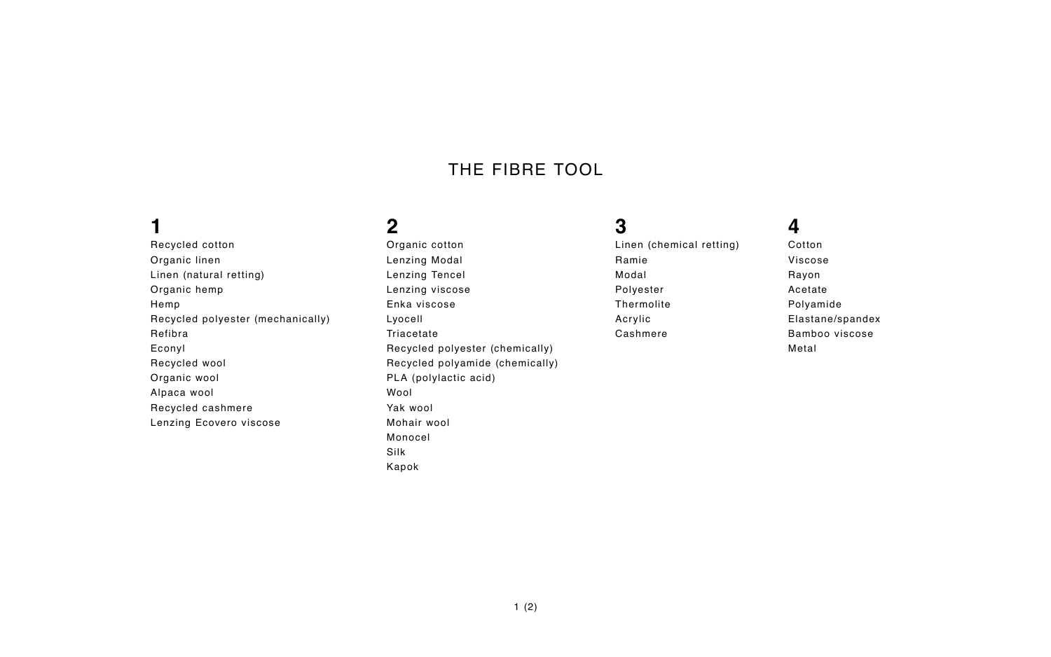# THE FIBRE TOOL

## 1

- Recycled cotton
- Organic linen
- Linen (natural retting)
- Organic hemp
- Hemp
- Recycled polyester (mechanically)
- Refibra
- Econyl
- Recycled wool
- Organic wool
- Alpaca wool
- Recycled cashmere
- Lenzing Ecovero viscose

## 2

- Organic cotton
- Lenzing Modal
- Lenzing Tencel
- Lenzing viscose
- Enka viscose
- Lyocell
- Triacetate
- Recycled polyester (chemically)
- Recycled polyamide (chemically)
- PLA (polylactic acid)
- Wool
- Yak wool
- Mohair wool
- Monocel
- Silk
- Kapok

## 3

- Linen (chemical retting)
- Ramie
- Modal
- Polyester
- Thermolite
- Acrylic
- Cashmere

## 4

- Cotton
- Viscose
- Rayon
- Acetate
- Polyamide
- Elastane/spandex
- Bamboo viscose
- Metal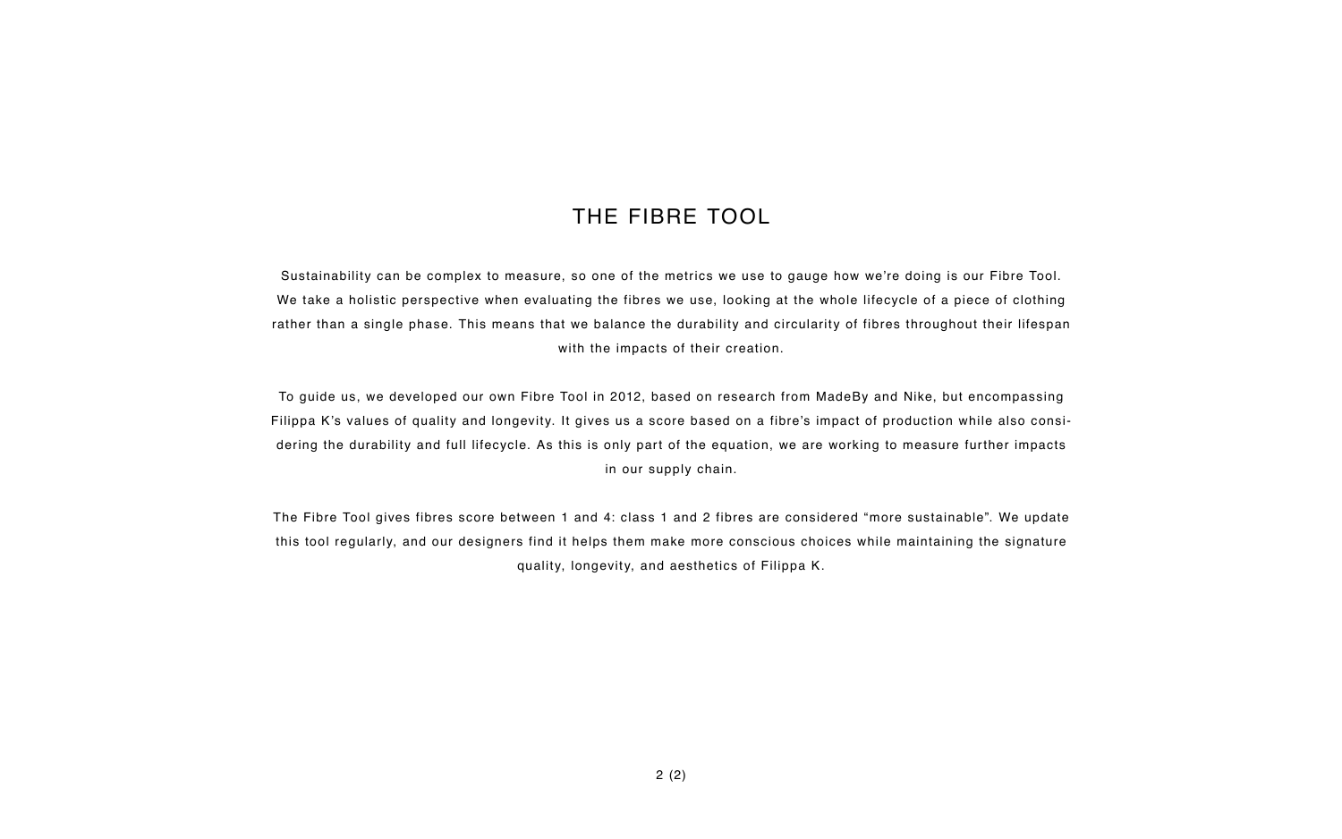# THE FIBRE TOOL

Sustainability can be complex to measure, so one of the metrics we use to gauge how we're doing is our Fibre Tool. We take a holistic perspective when evaluating the fibres we use, looking at the whole lifecycle of a piece of clothing rather than a single phase. This means that we balance the durability and circularity of fibres throughout their lifespan with the impacts of their creation.

To guide us, we developed our own Fibre Tool in 2012, based on research from MadeBy and Nike, but encompassing Filippa K's values of quality and longevity. It gives us a score based on a fibre's impact of production while also considering the durability and full lifecycle. As this is only part of the equation, we are working to measure further impacts in our supply chain.

The Fibre Tool gives fibres score between 1 and 4: class 1 and 2 fibres are considered "more sustainable". We update this tool regularly, and our designers find it helps them make more conscious choices while maintaining the signature quality, longevity, and aesthetics of Filippa K.